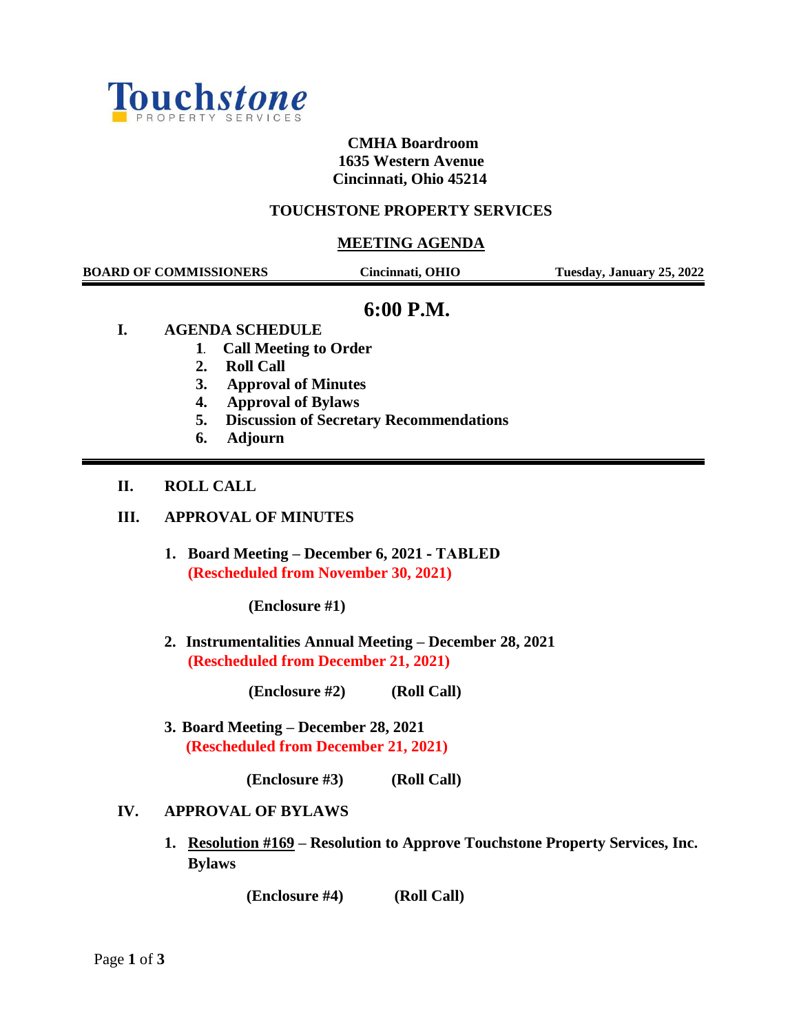Touchstone PROPERTY SERVICES

**CMHA Boardroom**
**1635 Western Avenue**
**Cincinnati, Ohio 45214**

## TOUCHSTONE PROPERTY SERVICES

## MEETING AGENDA

**BOARD OF COMMISSIONERS** | **Cincinnati, OHIO** | **Tuesday, January 25, 2022**

## 6:00 P.M.

**I. AGENDA SCHEDULE**

1. **Call Meeting to Order**
2. **Roll Call**
3. **Approval of Minutes**
4. **Approval of Bylaws**
5. **Discussion of Secretary Recommendations**
6. **Adjourn**

---

**II. ROLL CALL**

**III. APPROVAL OF MINUTES**

1. **Board Meeting – December 6, 2021 - TABLED**
   **(Rescheduled from November 30, 2021)**

   **(Enclosure #1)**

2. **Instrumentalities Annual Meeting – December 28, 2021**
   **(Rescheduled from December 21, 2021)**

   **(Enclosure #2)** **(Roll Call)**

3. **Board Meeting – December 28, 2021**
   **(Rescheduled from December 21, 2021)**

   **(Enclosure #3)** **(Roll Call)**

**IV. APPROVAL OF BYLAWS**

1. **Resolution #169 – Resolution to Approve Touchstone Property Services, Inc. Bylaws**

   **(Enclosure #4)** **(Roll Call)**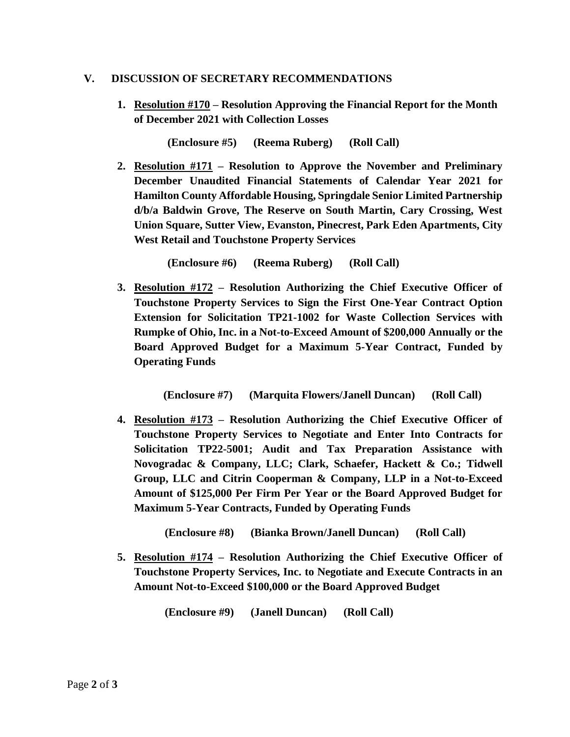## V. DISCUSSION OF SECRETARY RECOMMENDATIONS

1. **<u>Resolution #170</u> – Resolution Approving the Financial Report for the Month of December 2021 with Collection Losses**

   **(Enclosure #5) (Reema Ruberg) (Roll Call)**

2. **<u>Resolution #171</u> – Resolution to Approve the November and Preliminary December Unaudited Financial Statements of Calendar Year 2021 for Hamilton County Affordable Housing, Springdale Senior Limited Partnership d/b/a Baldwin Grove, The Reserve on South Martin, Cary Crossing, West Union Square, Sutter View, Evanston, Pinecrest, Park Eden Apartments, City West Retail and Touchstone Property Services**

   **(Enclosure #6) (Reema Ruberg) (Roll Call)**

3. **<u>Resolution #172</u> – Resolution Authorizing the Chief Executive Officer of Touchstone Property Services to Sign the First One-Year Contract Option Extension for Solicitation TP21-1002 for Waste Collection Services with Rumpke of Ohio, Inc. in a Not-to-Exceed Amount of $200,000 Annually or the Board Approved Budget for a Maximum 5-Year Contract, Funded by Operating Funds**

   **(Enclosure #7) (Marquita Flowers/Janell Duncan) (Roll Call)**

4. **<u>Resolution #173</u> – Resolution Authorizing the Chief Executive Officer of Touchstone Property Services to Negotiate and Enter Into Contracts for Solicitation TP22-5001; Audit and Tax Preparation Assistance with Novogradac & Company, LLC; Clark, Schaefer, Hackett & Co.; Tidwell Group, LLC and Citrin Cooperman & Company, LLP in a Not-to-Exceed Amount of $125,000 Per Firm Per Year or the Board Approved Budget for Maximum 5-Year Contracts, Funded by Operating Funds**

   **(Enclosure #8) (Bianka Brown/Janell Duncan) (Roll Call)**

5. **<u>Resolution #174</u> – Resolution Authorizing the Chief Executive Officer of Touchstone Property Services, Inc. to Negotiate and Execute Contracts in an Amount Not-to-Exceed $100,000 or the Board Approved Budget**

   **(Enclosure #9) (Janell Duncan) (Roll Call)**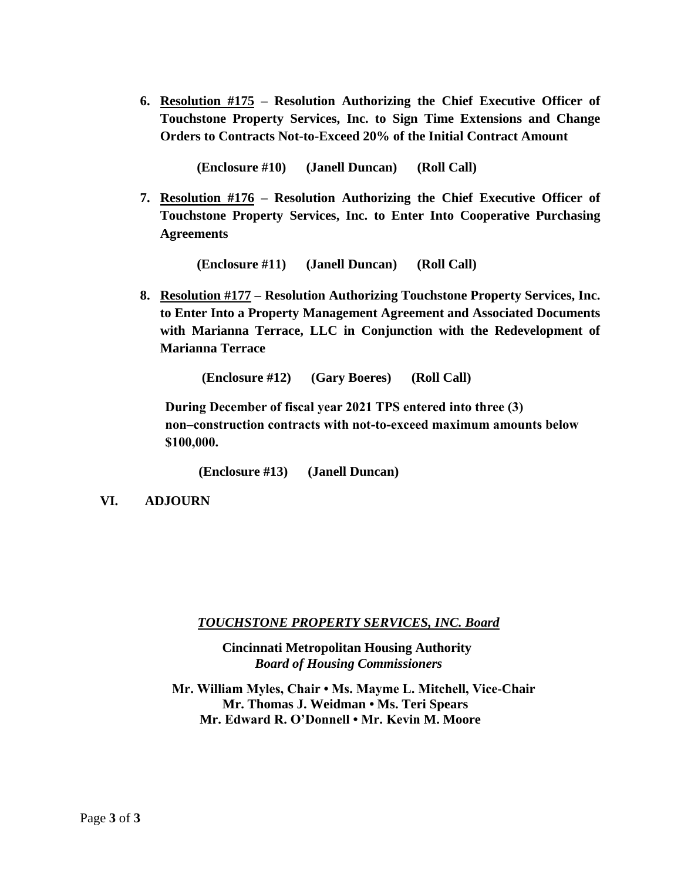6. **<u>Resolution #175</u> – Resolution Authorizing the Chief Executive Officer of Touchstone Property Services, Inc. to Sign Time Extensions and Change Orders to Contracts Not-to-Exceed 20% of the Initial Contract Amount**

   **(Enclosure #10) (Janell Duncan) (Roll Call)**

7. **<u>Resolution #176</u> – Resolution Authorizing the Chief Executive Officer of Touchstone Property Services, Inc. to Enter Into Cooperative Purchasing Agreements**

   **(Enclosure #11) (Janell Duncan) (Roll Call)**

8. **<u>Resolution #177</u> – Resolution Authorizing Touchstone Property Services, Inc. to Enter Into a Property Management Agreement and Associated Documents with Marianna Terrace, LLC in Conjunction with the Redevelopment of Marianna Terrace**

   **(Enclosure #12) (Gary Boeres) (Roll Call)**

   **During December of fiscal year 2021 TPS entered into three (3) non–construction contracts with not-to-exceed maximum amounts below $100,000.**

   **(Enclosure #13) (Janell Duncan)**

## VI. ADJOURN

***<u>TOUCHSTONE PROPERTY SERVICES, INC. Board</u>***

**Cincinnati Metropolitan Housing Authority**
***Board of Housing Commissioners***

**Mr. William Myles, Chair • Ms. Mayme L. Mitchell, Vice-Chair**
**Mr. Thomas J. Weidman • Ms. Teri Spears**
**Mr. Edward R. O'Donnell • Mr. Kevin M. Moore**